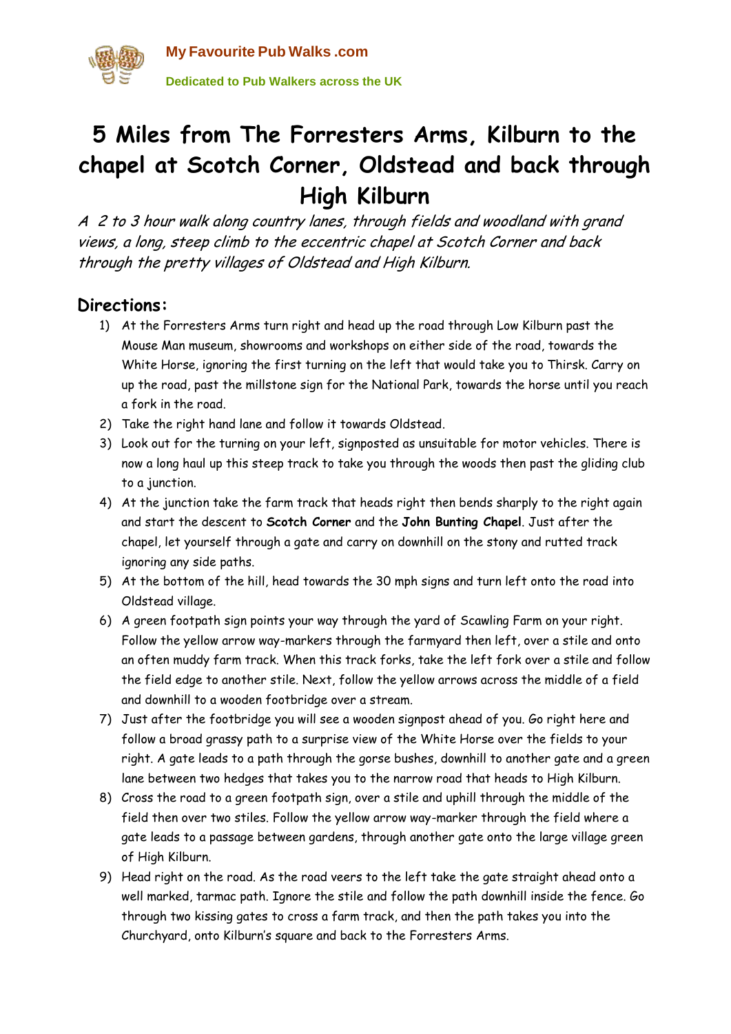My Favourite Pub Walks .com

Dedicated to Pub Walkers across the UK

# 5 Miles from The Forresters Arms, Kilburn to the chapel at Scotch Corner, Oldstead and back through High Kilburn

*A 2 to 3 hour walk along country lanes, through fields and woodland with grand views, a long, steep climb to the eccentric chapel at Scotch Corner and back through the pretty villages of Oldstead and High Kilburn.*

## Directions:

1) At the Forresters Arms turn right and head up the road through Low Kilburn past the Mouse Man museum, showrooms and workshops on either side of the road, towards the White Horse, ignoring the first turning on the left that would take you to Thirsk. Carry on up the road, past the millstone sign for the National Park, towards the horse until you reach a fork in the road.
2) Take the right hand lane and follow it towards Oldstead.
3) Look out for the turning on your left, signposted as unsuitable for motor vehicles. There is now a long haul up this steep track to take you through the woods then past the gliding club to a junction.
4) At the junction take the farm track that heads right then bends sharply to the right again and start the descent to **Scotch Corner** and the **John Bunting Chapel**. Just after the chapel, let yourself through a gate and carry on downhill on the stony and rutted track ignoring any side paths.
5) At the bottom of the hill, head towards the 30 mph signs and turn left onto the road into Oldstead village.
6) A green footpath sign points your way through the yard of Scawling Farm on your right. Follow the yellow arrow way-markers through the farmyard then left, over a stile and onto an often muddy farm track. When this track forks, take the left fork over a stile and follow the field edge to another stile. Next, follow the yellow arrows across the middle of a field and downhill to a wooden footbridge over a stream.
7) Just after the footbridge you will see a wooden signpost ahead of you. Go right here and follow a broad grassy path to a surprise view of the White Horse over the fields to your right. A gate leads to a path through the gorse bushes, downhill to another gate and a green lane between two hedges that takes you to the narrow road that heads to High Kilburn.
8) Cross the road to a green footpath sign, over a stile and uphill through the middle of the field then over two stiles. Follow the yellow arrow way-marker through the field where a gate leads to a passage between gardens, through another gate onto the large village green of High Kilburn.
9) Head right on the road. As the road veers to the left take the gate straight ahead onto a well marked, tarmac path. Ignore the stile and follow the path downhill inside the fence. Go through two kissing gates to cross a farm track, and then the path takes you into the Churchyard, onto Kilburn's square and back to the Forresters Arms.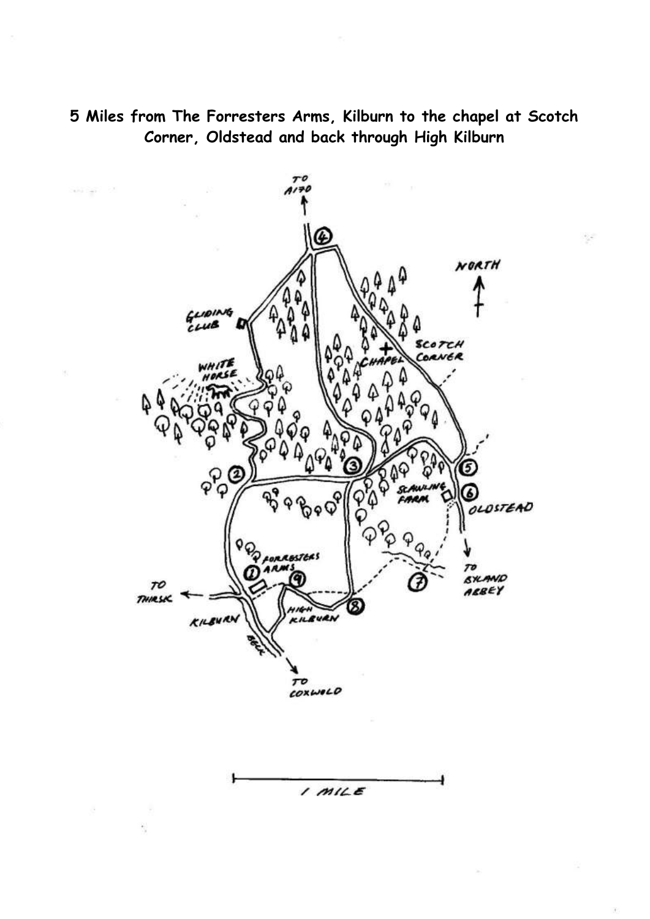**5 Miles from The Forresters Arms, Kilburn to the chapel at Scotch Corner, Oldstead and back through High Kilburn**

TO A170

NORTH

GLIDING CLUB

WHITE HORSE

CHAPEL

SCOTCH CORNER

SCAWLING FARM

OLDSTEAD

FORRESTERS ARMS

TO THIRSK

KILBURN

HIGH KILBURN

BECK

TO COXWOLD

TO BYLAND ABBEY

1 MILE